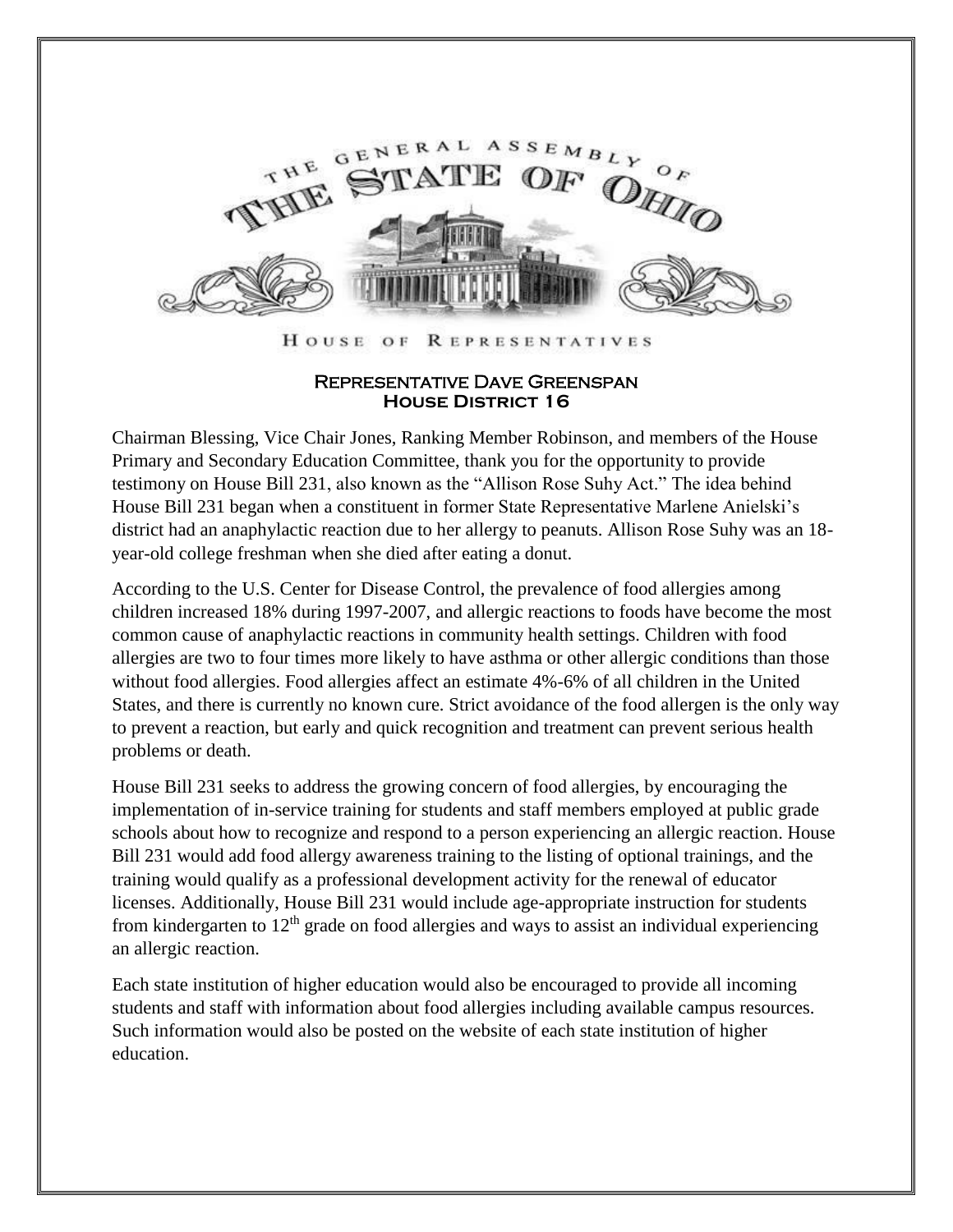THE GENERAL ASSEMBLY OF THE STATE OF OHIO

HOUSE OF REPRESENTATIVES

**REPRESENTATIVE DAVE GREENSPAN**
**HOUSE DISTRICT 16**

Chairman Blessing, Vice Chair Jones, Ranking Member Robinson, and members of the House Primary and Secondary Education Committee, thank you for the opportunity to provide testimony on House Bill 231, also known as the "Allison Rose Suhy Act." The idea behind House Bill 231 began when a constituent in former State Representative Marlene Anielski's district had an anaphylactic reaction due to her allergy to peanuts. Allison Rose Suhy was an 18-year-old college freshman when she died after eating a donut.

According to the U.S. Center for Disease Control, the prevalence of food allergies among children increased 18% during 1997-2007, and allergic reactions to foods have become the most common cause of anaphylactic reactions in community health settings. Children with food allergies are two to four times more likely to have asthma or other allergic conditions than those without food allergies. Food allergies affect an estimate 4%-6% of all children in the United States, and there is currently no known cure. Strict avoidance of the food allergen is the only way to prevent a reaction, but early and quick recognition and treatment can prevent serious health problems or death.

House Bill 231 seeks to address the growing concern of food allergies, by encouraging the implementation of in-service training for students and staff members employed at public grade schools about how to recognize and respond to a person experiencing an allergic reaction. House Bill 231 would add food allergy awareness training to the listing of optional trainings, and the training would qualify as a professional development activity for the renewal of educator licenses. Additionally, House Bill 231 would include age-appropriate instruction for students from kindergarten to 12th grade on food allergies and ways to assist an individual experiencing an allergic reaction.

Each state institution of higher education would also be encouraged to provide all incoming students and staff with information about food allergies including available campus resources. Such information would also be posted on the website of each state institution of higher education.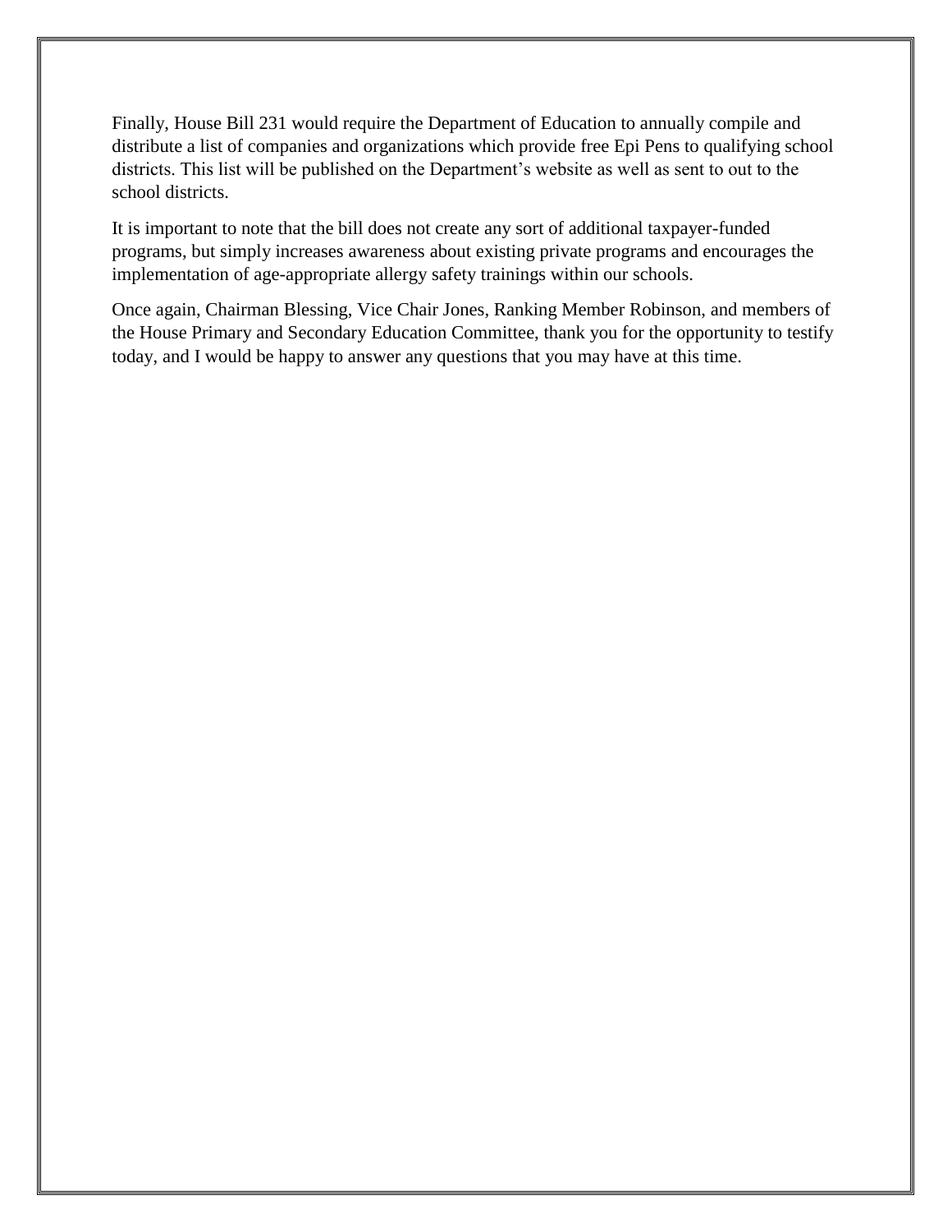Finally, House Bill 231 would require the Department of Education to annually compile and distribute a list of companies and organizations which provide free Epi Pens to qualifying school districts. This list will be published on the Department's website as well as sent to out to the school districts.

It is important to note that the bill does not create any sort of additional taxpayer-funded programs, but simply increases awareness about existing private programs and encourages the implementation of age-appropriate allergy safety trainings within our schools.

Once again, Chairman Blessing, Vice Chair Jones, Ranking Member Robinson, and members of the House Primary and Secondary Education Committee, thank you for the opportunity to testify today, and I would be happy to answer any questions that you may have at this time.